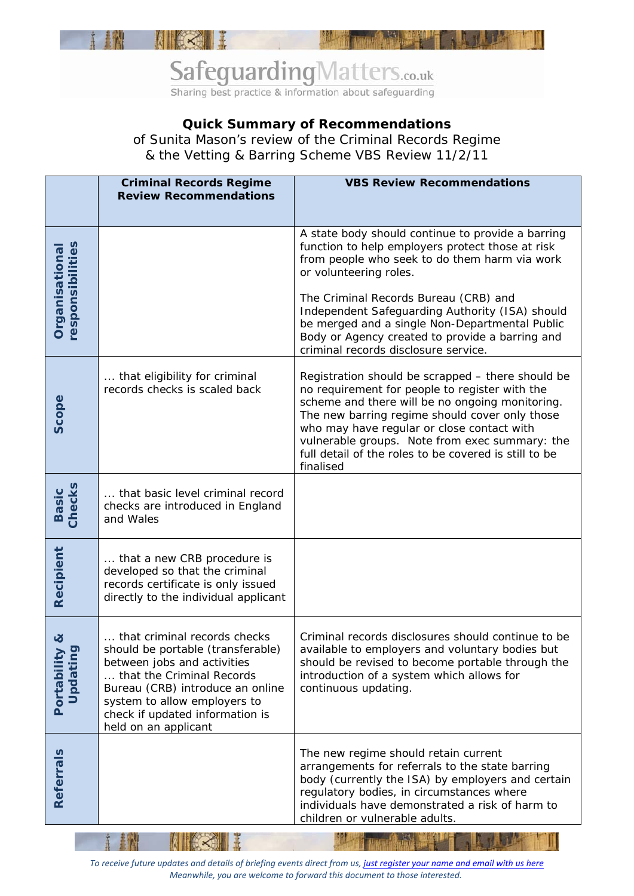# SafeguardingMatters.co.uk

Sharing best practice & information about safeguarding

## Quick Summary of Recommendations

of Sunita Mason's review of the Criminal Records Regime & the Vetting & Barring Scheme VBS Review 11/2/11

| | Criminal Records Regime Review Recommendations | VBS Review Recommendations |
|---|---|---|
| **Organisational responsibilities** | | A state body should continue to provide a barring function to help employers protect those at risk from people who seek to do them harm via work or volunteering roles.<br><br>The Criminal Records Bureau (CRB) and Independent Safeguarding Authority (ISA) should be merged and a single Non-Departmental Public Body or Agency created to provide a barring and criminal records disclosure service. |
| **Scope** | ... that eligibility for criminal records checks is scaled back | Registration should be scrapped – there should be no requirement for people to register with the scheme and there will be no ongoing monitoring. The new barring regime should cover only those who may have regular or close contact with vulnerable groups. Note from exec summary: the full detail of the roles to be covered is still to be finalised |
| **Basic Checks** | ... that basic level criminal record checks are introduced in England and Wales | |
| **Recipient** | ... that a new CRB procedure is developed so that the criminal records certificate is only issued directly to the individual applicant | |
| **Portability & Updating** | ... that criminal records checks should be portable (transferable) between jobs and activities<br>... that the Criminal Records Bureau (CRB) introduce an online system to allow employers to check if updated information is held on an applicant | Criminal records disclosures should continue to be available to employers and voluntary bodies but should be revised to become portable through the introduction of a system which allows for continuous updating. |
| **Referrals** | | The new regime should retain current arrangements for referrals to the state barring body (currently the ISA) by employers and certain regulatory bodies, in circumstances where individuals have demonstrated a risk of harm to children or vulnerable adults. |

*To receive future updates and details of briefing events direct from us, just register your name and email with us here*
*Meanwhile, you are welcome to forward this document to those interested.*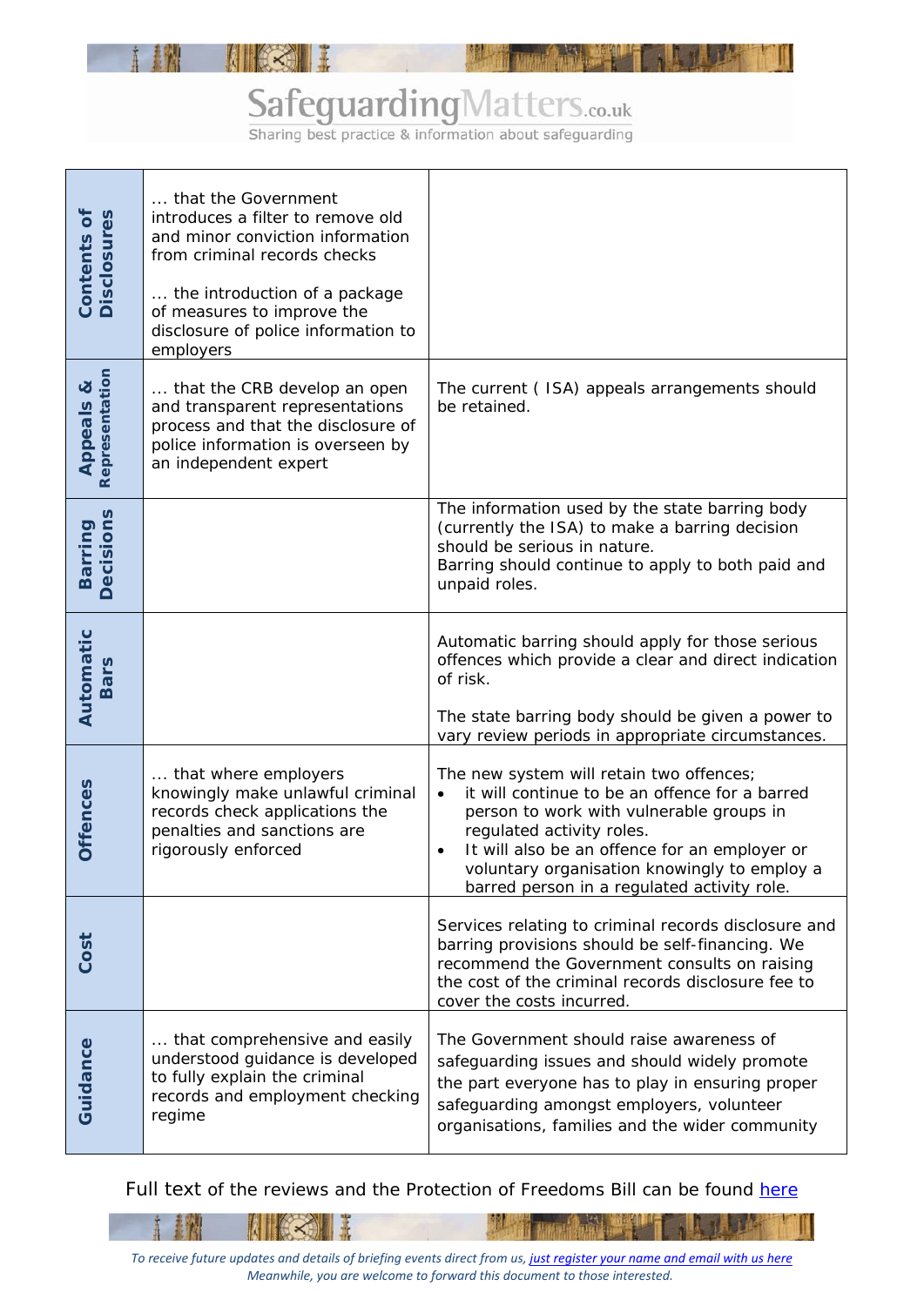| | | |
|---|---|---|
| **Contents of Disclosures** | … that the Government introduces a filter to remove old and minor conviction information from criminal records checks<br><br>… the introduction of a package of measures to improve the disclosure of police information to employers | |
| **Appeals & Representation** | … that the CRB develop an open and transparent representations process and that the disclosure of police information is overseen by an independent expert | The current ( ISA) appeals arrangements should be retained. |
| **Barring Decisions** | | The information used by the state barring body (currently the ISA) to make a barring decision should be serious in nature.<br>Barring should continue to apply to both paid and unpaid roles. |
| **Automatic Bars** | | Automatic barring should apply for those serious offences which provide a clear and direct indication of risk.<br><br>The state barring body should be given a power to vary review periods in appropriate circumstances. |
| **Offences** | … that where employers knowingly make unlawful criminal records check applications the penalties and sanctions are rigorously enforced | The new system will retain two offences;<br>• it will continue to be an offence for a barred person to work with vulnerable groups in regulated activity roles.<br>• It will also be an offence for an employer or voluntary organisation knowingly to employ a barred person in a regulated activity role. |
| **Cost** | | Services relating to criminal records disclosure and barring provisions should be self-financing. We recommend the Government consults on raising the cost of the criminal records disclosure fee to cover the costs incurred. |
| **Guidance** | … that comprehensive and easily understood guidance is developed to fully explain the criminal records and employment checking regime | The Government should raise awareness of safeguarding issues and should widely promote the part everyone has to play in ensuring proper safeguarding amongst employers, volunteer organisations, families and the wider community |

Full text of the reviews and the Protection of Freedoms Bill can be found here

*To receive future updates and details of briefing events direct from us, just register your name and email with us here*
*Meanwhile, you are welcome to forward this document to those interested.*